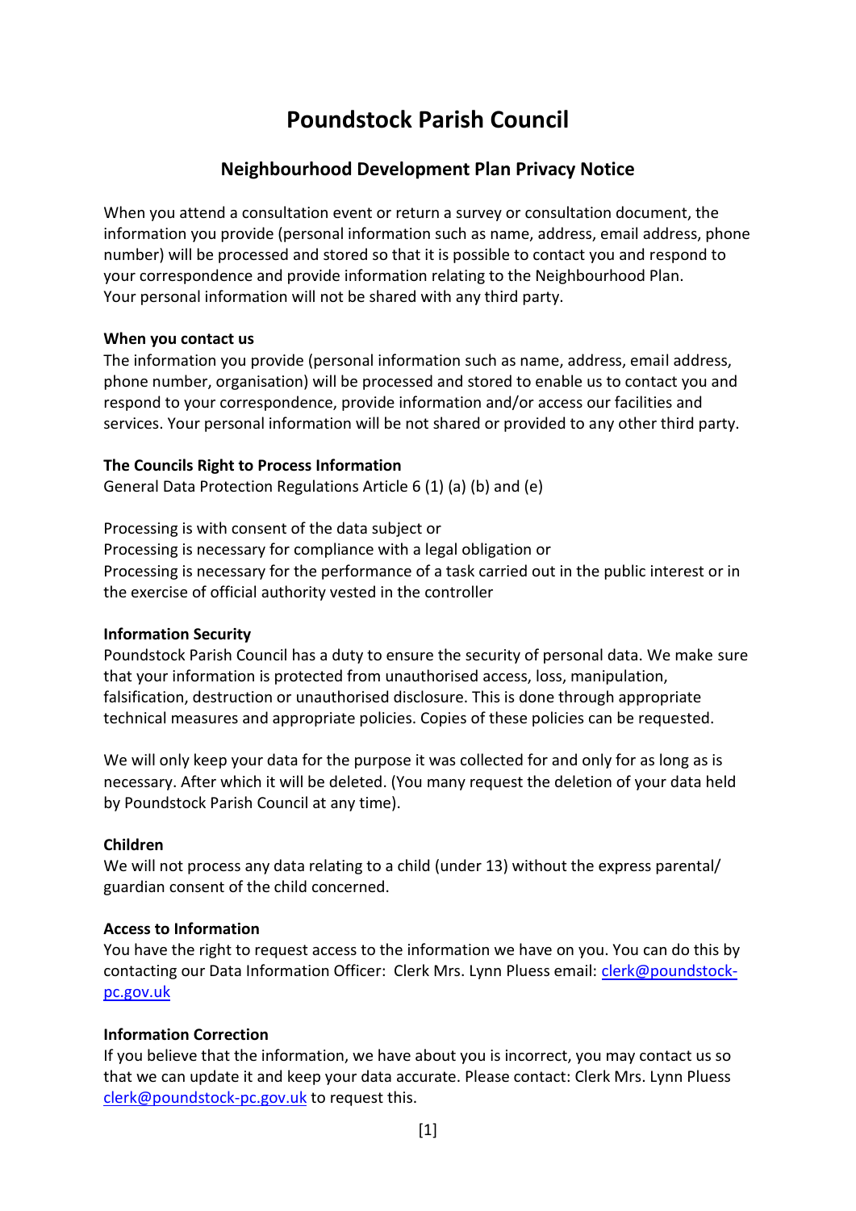# Poundstock Parish Council

## Neighbourhood Development Plan Privacy Notice

When you attend a consultation event or return a survey or consultation document, the information you provide (personal information such as name, address, email address, phone number) will be processed and stored so that it is possible to contact you and respond to your correspondence and provide information relating to the Neighbourhood Plan. Your personal information will not be shared with any third party.

**When you contact us**

The information you provide (personal information such as name, address, email address, phone number, organisation) will be processed and stored to enable us to contact you and respond to your correspondence, provide information and/or access our facilities and services. Your personal information will be not shared or provided to any other third party.

**The Councils Right to Process Information**

General Data Protection Regulations Article 6 (1) (a) (b) and (e)

Processing is with consent of the data subject or
Processing is necessary for compliance with a legal obligation or
Processing is necessary for the performance of a task carried out in the public interest or in the exercise of official authority vested in the controller

**Information Security**

Poundstock Parish Council has a duty to ensure the security of personal data. We make sure that your information is protected from unauthorised access, loss, manipulation, falsification, destruction or unauthorised disclosure. This is done through appropriate technical measures and appropriate policies. Copies of these policies can be requested.

We will only keep your data for the purpose it was collected for and only for as long as is necessary. After which it will be deleted. (You many request the deletion of your data held by Poundstock Parish Council at any time).

**Children**

We will not process any data relating to a child (under 13) without the express parental/ guardian consent of the child concerned.

**Access to Information**

You have the right to request access to the information we have on you. You can do this by contacting our Data Information Officer: Clerk Mrs. Lynn Pluess email: clerk@poundstock-pc.gov.uk

**Information Correction**

If you believe that the information, we have about you is incorrect, you may contact us so that we can update it and keep your data accurate. Please contact: Clerk Mrs. Lynn Pluess clerk@poundstock-pc.gov.uk to request this.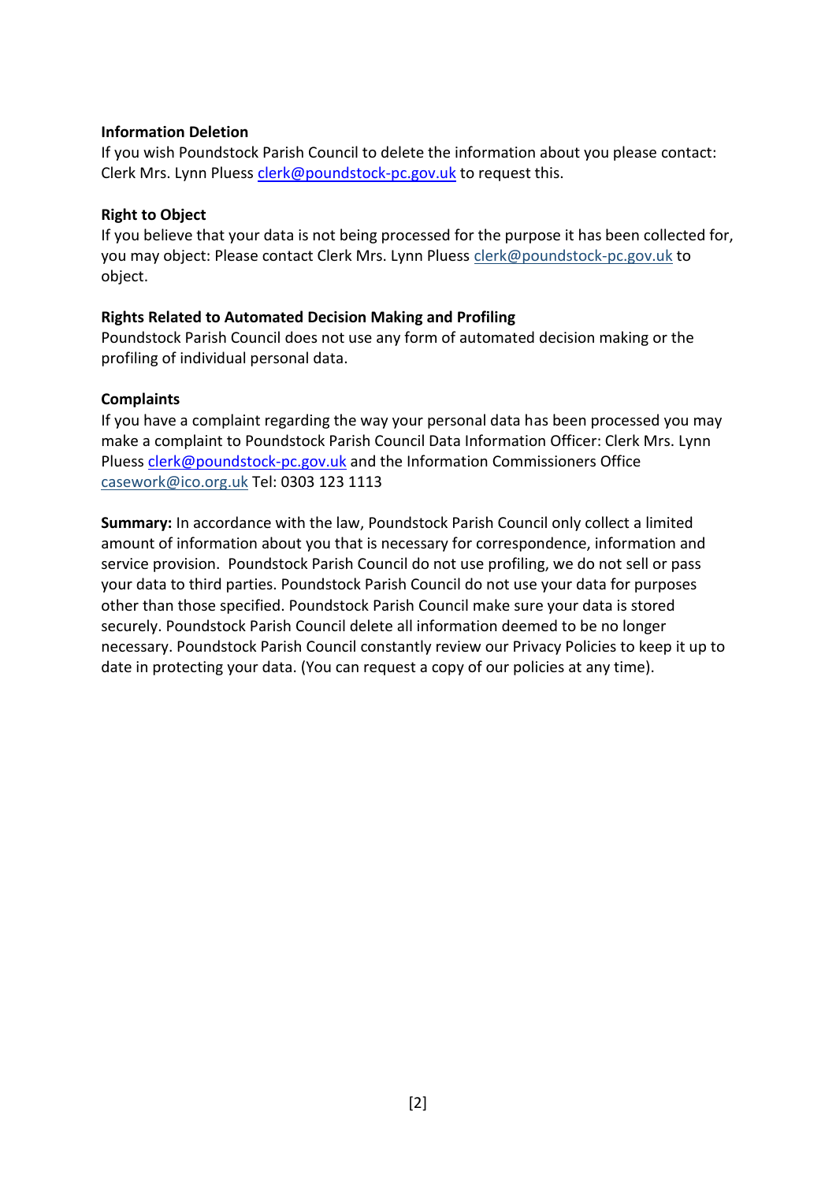**Information Deletion**

If you wish Poundstock Parish Council to delete the information about you please contact: Clerk Mrs. Lynn Pluess clerk@poundstock-pc.gov.uk to request this.

**Right to Object**

If you believe that your data is not being processed for the purpose it has been collected for, you may object: Please contact Clerk Mrs. Lynn Pluess clerk@poundstock-pc.gov.uk to object.

**Rights Related to Automated Decision Making and Profiling**

Poundstock Parish Council does not use any form of automated decision making or the profiling of individual personal data.

**Complaints**

If you have a complaint regarding the way your personal data has been processed you may make a complaint to Poundstock Parish Council Data Information Officer: Clerk Mrs. Lynn Pluess clerk@poundstock-pc.gov.uk and the Information Commissioners Office casework@ico.org.uk Tel: 0303 123 1113

**Summary:** In accordance with the law, Poundstock Parish Council only collect a limited amount of information about you that is necessary for correspondence, information and service provision. Poundstock Parish Council do not use profiling, we do not sell or pass your data to third parties. Poundstock Parish Council do not use your data for purposes other than those specified. Poundstock Parish Council make sure your data is stored securely. Poundstock Parish Council delete all information deemed to be no longer necessary. Poundstock Parish Council constantly review our Privacy Policies to keep it up to date in protecting your data. (You can request a copy of our policies at any time).